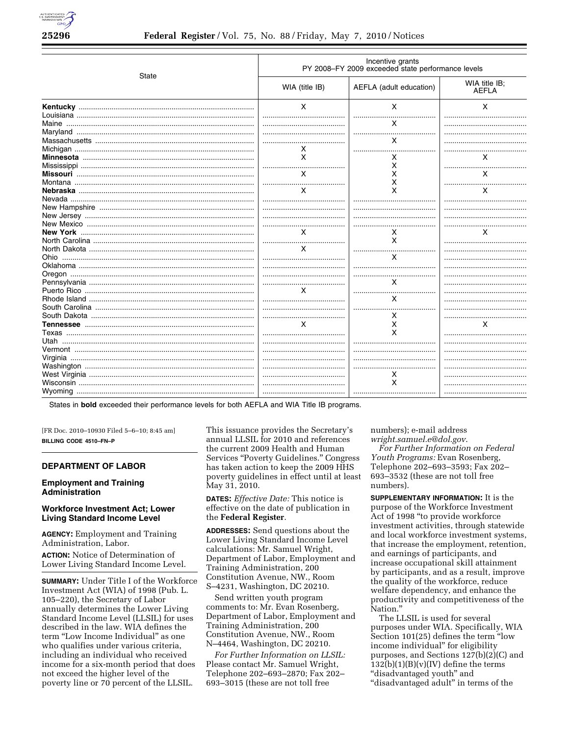| State | Incentive grants PY 2008–FY 2009 exceeded state performance levels | | |
|---|---|---|---|
| | WIA (title IB) | AEFLA (adult education) | WIA title IB; AEFLA |
| **Kentucky** | X | X | X |
| Louisiana | | | |
| Maine | | X | |
| Maryland | | | |
| Massachusetts | | X | |
| Michigan | X | | |
| **Minnesota** | X | X | X |
| Mississippi | | X | |
| **Missouri** | X | X | X |
| Montana | | X | |
| **Nebraska** | X | X | X |
| Nevada | | | |
| New Hampshire | | | |
| New Jersey | | | |
| New Mexico | | | |
| **New York** | X | X | X |
| North Carolina | | X | |
| North Dakota | X | | |
| Ohio | | X | |
| Oklahoma | | | |
| Oregon | | | |
| Pennsylvania | | X | |
| Puerto Rico | X | | |
| Rhode Island | | X | |
| South Carolina | | | |
| South Dakota | | X | |
| **Tennessee** | X | X | X |
| Texas | | X | |
| Utah | | | |
| Vermont | | | |
| Virginia | | | |
| Washington | | | |
| West Virginia | | X | |
| Wisconsin | | X | |
| Wyoming | | | |

States in **bold** exceeded their performance levels for both AEFLA and WIA Title IB programs.

[FR Doc. 2010–10930 Filed 5–6–10; 8:45 am]

**BILLING CODE 4510–FN–P**

## DEPARTMENT OF LABOR

### Employment and Training Administration

### Workforce Investment Act; Lower Living Standard Income Level

**AGENCY:** Employment and Training Administration, Labor.

**ACTION:** Notice of Determination of Lower Living Standard Income Level.

**SUMMARY:** Under Title I of the Workforce Investment Act (WIA) of 1998 (Pub. L. 105–220), the Secretary of Labor annually determines the Lower Living Standard Income Level (LLSIL) for uses described in the law. WIA defines the term "Low Income Individual" as one who qualifies under various criteria, including an individual who received income for a six-month period that does not exceed the higher level of the poverty line or 70 percent of the LLSIL. This issuance provides the Secretary's annual LLSIL for 2010 and references the current 2009 Health and Human Services "Poverty Guidelines." Congress has taken action to keep the 2009 HHS poverty guidelines in effect until at least May 31, 2010.

**DATES:** *Effective Date:* This notice is effective on the date of publication in the **Federal Register**.

**ADDRESSES:** Send questions about the Lower Living Standard Income Level calculations: Mr. Samuel Wright, Department of Labor, Employment and Training Administration, 200 Constitution Avenue, NW., Room S–4231, Washington, DC 20210.

Send written youth program comments to: Mr. Evan Rosenberg, Department of Labor, Employment and Training Administration, 200 Constitution Avenue, NW., Room N–4464, Washington, DC 20210.

*For Further Information on LLSIL:* Please contact Mr. Samuel Wright, Telephone 202–693–2870; Fax 202–693–3015 (these are not toll free numbers); e-mail address *wright.samuel.e@dol.gov*.

*For Further Information on Federal Youth Programs:* Evan Rosenberg, Telephone 202–693–3593; Fax 202–693–3532 (these are not toll free numbers).

**SUPPLEMENTARY INFORMATION:** It is the purpose of the Workforce Investment Act of 1998 "to provide workforce investment activities, through statewide and local workforce investment systems, that increase the employment, retention, and earnings of participants, and increase occupational skill attainment by participants, and as a result, improve the quality of the workforce, reduce welfare dependency, and enhance the productivity and competitiveness of the Nation."

The LLSIL is used for several purposes under WIA. Specifically, WIA Section 101(25) defines the term "low income individual" for eligibility purposes, and Sections 127(b)(2)(C) and 132(b)(1)(B)(v)(IV) define the terms "disadvantaged youth" and "disadvantaged adult" in terms of the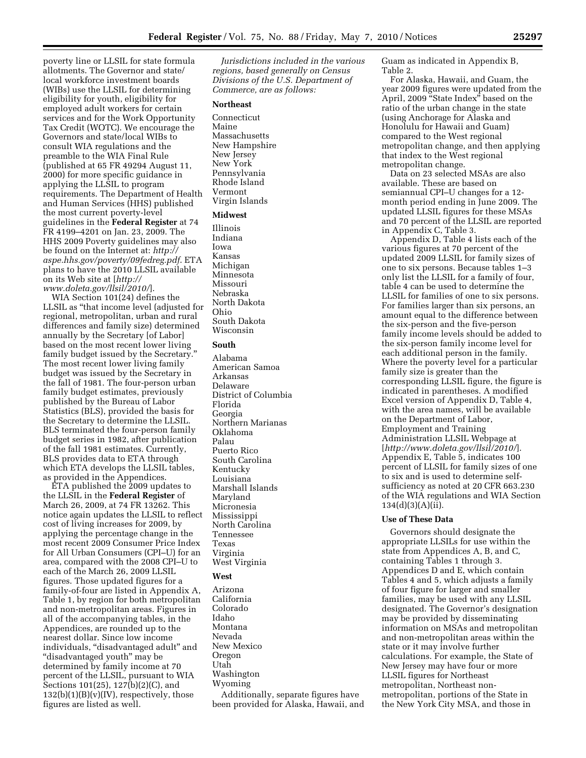poverty line or LLSIL for state formula allotments. The Governor and state/local workforce investment boards (WIBs) use the LLSIL for determining eligibility for youth, eligibility for employed adult workers for certain services and for the Work Opportunity Tax Credit (WOTC). We encourage the Governors and state/local WIBs to consult WIA regulations and the preamble to the WIA Final Rule (published at 65 FR 49294 August 11, 2000) for more specific guidance in applying the LLSIL to program requirements. The Department of Health and Human Services (HHS) published the most current poverty-level guidelines in the **Federal Register** at 74 FR 4199–4201 on Jan. 23, 2009. The HHS 2009 Poverty guidelines may also be found on the Internet at: *http://aspe.hhs.gov/poverty/09fedreg.pdf.* ETA plans to have the 2010 LLSIL available on its Web site at [*http://www.doleta.gov/llsil/2010/*].

WIA Section 101(24) defines the LLSIL as "that income level (adjusted for regional, metropolitan, urban and rural differences and family size) determined annually by the Secretary [of Labor] based on the most recent lower living family budget issued by the Secretary." The most recent lower living family budget was issued by the Secretary in the fall of 1981. The four-person urban family budget estimates, previously published by the Bureau of Labor Statistics (BLS), provided the basis for the Secretary to determine the LLSIL. BLS terminated the four-person family budget series in 1982, after publication of the fall 1981 estimates. Currently, BLS provides data to ETA through which ETA develops the LLSIL tables, as provided in the Appendices.

ETA published the 2009 updates to the LLSIL in the **Federal Register** of March 26, 2009, at 74 FR 13262. This notice again updates the LLSIL to reflect cost of living increases for 2009, by applying the percentage change in the most recent 2009 Consumer Price Index for All Urban Consumers (CPI–U) for an area, compared with the 2008 CPI–U to each of the March 26, 2009 LLSIL figures. Those updated figures for a family-of-four are listed in Appendix A, Table 1, by region for both metropolitan and non-metropolitan areas. Figures in all of the accompanying tables, in the Appendices, are rounded up to the nearest dollar. Since low income individuals, "disadvantaged adult" and "disadvantaged youth" may be determined by family income at 70 percent of the LLSIL, pursuant to WIA Sections 101(25), 127(b)(2)(C), and 132(b)(1)(B)(v)(IV), respectively, those figures are listed as well.

*Jurisdictions included in the various regions, based generally on Census Divisions of the U.S. Department of Commerce, are as follows:*

**Northeast**

Connecticut
Maine
Massachusetts
New Hampshire
New Jersey
New York
Pennsylvania
Rhode Island
Vermont
Virgin Islands

**Midwest**

Illinois
Indiana
Iowa
Kansas
Michigan
Minnesota
Missouri
Nebraska
North Dakota
Ohio
South Dakota
Wisconsin

**South**

Alabama
American Samoa
Arkansas
Delaware
District of Columbia
Florida
Georgia
Northern Marianas
Oklahoma
Palau
Puerto Rico
South Carolina
Kentucky
Louisiana
Marshall Islands
Maryland
Micronesia
Mississippi
North Carolina
Tennessee
Texas
Virginia
West Virginia

**West**

Arizona
California
Colorado
Idaho
Montana
Nevada
New Mexico
Oregon
Utah
Washington
Wyoming

Additionally, separate figures have been provided for Alaska, Hawaii, and Guam as indicated in Appendix B, Table 2.

For Alaska, Hawaii, and Guam, the year 2009 figures were updated from the April, 2009 "State Index" based on the ratio of the urban change in the state (using Anchorage for Alaska and Honolulu for Hawaii and Guam) compared to the West regional metropolitan change, and then applying that index to the West regional metropolitan change.

Data on 23 selected MSAs are also available. These are based on semiannual CPI–U changes for a 12-month period ending in June 2009. The updated LLSIL figures for these MSAs and 70 percent of the LLSIL are reported in Appendix C, Table 3.

Appendix D, Table 4 lists each of the various figures at 70 percent of the updated 2009 LLSIL for family sizes of one to six persons. Because tables 1–3 only list the LLSIL for a family of four, table 4 can be used to determine the LLSIL for families of one to six persons. For families larger than six persons, an amount equal to the difference between the six-person and the five-person family income levels should be added to the six-person family income level for each additional person in the family. Where the poverty level for a particular family size is greater than the corresponding LLSIL figure, the figure is indicated in parentheses. A modified Excel version of Appendix D, Table 4, with the area names, will be available on the Department of Labor, Employment and Training Administration LLSIL Webpage at [*http://www.doleta.gov/llsil/2010/*]. Appendix E, Table 5, indicates 100 percent of LLSIL for family sizes of one to six and is used to determine self-sufficiency as noted at 20 CFR 663.230 of the WIA regulations and WIA Section 134(d)(3)(A)(ii).

**Use of These Data**

Governors should designate the appropriate LLSILs for use within the state from Appendices A, B, and C, containing Tables 1 through 3. Appendices D and E, which contain Tables 4 and 5, which adjusts a family of four figure for larger and smaller families, may be used with any LLSIL designated. The Governor's designation may be provided by disseminating information on MSAs and metropolitan and non-metropolitan areas within the state or it may involve further calculations. For example, the State of New Jersey may have four or more LLSIL figures for Northeast metropolitan, Northeast non-metropolitan, portions of the State in the New York City MSA, and those in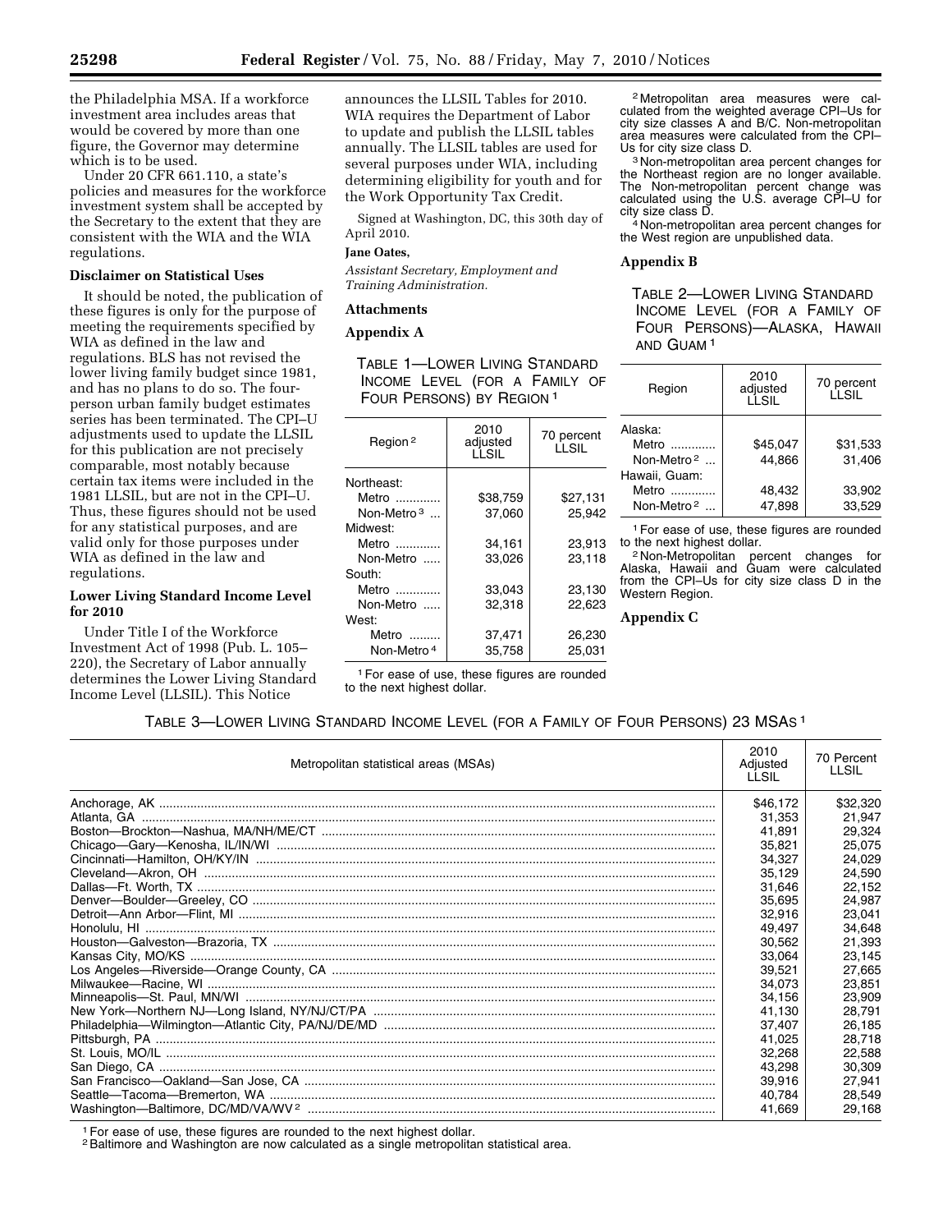the Philadelphia MSA. If a workforce investment area includes areas that would be covered by more than one figure, the Governor may determine which is to be used.

Under 20 CFR 661.110, a state's policies and measures for the workforce investment system shall be accepted by the Secretary to the extent that they are consistent with the WIA and the WIA regulations.

**Disclaimer on Statistical Uses**

It should be noted, the publication of these figures is only for the purpose of meeting the requirements specified by WIA as defined in the law and regulations. BLS has not revised the lower living family budget since 1981, and has no plans to do so. The four-person urban family budget estimates series has been terminated. The CPI–U adjustments used to update the LLSIL for this publication are not precisely comparable, most notably because certain tax items were included in the 1981 LLSIL, but are not in the CPI–U. Thus, these figures should not be used for any statistical purposes, and are valid only for those purposes under WIA as defined in the law and regulations.

**Lower Living Standard Income Level for 2010**

Under Title I of the Workforce Investment Act of 1998 (Pub. L. 105–220), the Secretary of Labor annually determines the Lower Living Standard Income Level (LLSIL). This Notice announces the LLSIL Tables for 2010. WIA requires the Department of Labor to update and publish the LLSIL tables annually. The LLSIL tables are used for several purposes under WIA, including determining eligibility for youth and for the Work Opportunity Tax Credit.

Signed at Washington, DC, this 30th day of April 2010.

**Jane Oates,**

*Assistant Secretary, Employment and Training Administration.*

**Attachments**

**Appendix A**

TABLE 1—LOWER LIVING STANDARD INCOME LEVEL (FOR A FAMILY OF FOUR PERSONS) BY REGION [1]

| Region [2] | 2010 adjusted LLSIL | 70 percent LLSIL |
|---|---|---|
| Northeast: | | |
| Metro | $38,759 | $27,131 |
| Non-Metro [3] | 37,060 | 25,942 |
| Midwest: | | |
| Metro | 34,161 | 23,913 |
| Non-Metro | 33,026 | 23,118 |
| South: | | |
| Metro | 33,043 | 23,130 |
| Non-Metro | 32,318 | 22,623 |
| West: | | |
| Metro | 37,471 | 26,230 |
| Non-Metro [4] | 35,758 | 25,031 |

[1] For ease of use, these figures are rounded to the next highest dollar.

[2] Metropolitan area measures were calculated from the weighted average CPI–Us for city size classes A and B/C. Non-metropolitan area measures were calculated from the CPI–Us for city size class D.

[3] Non-metropolitan area percent changes for the Northeast region are no longer available. The Non-metropolitan percent change was calculated using the U.S. average CPI–U for city size class D.

[4] Non-metropolitan area percent changes for the West region are unpublished data.

**Appendix B**

TABLE 2—LOWER LIVING STANDARD INCOME LEVEL (FOR A FAMILY OF FOUR PERSONS)—ALASKA, HAWAII AND GUAM [1]

| Region | 2010 adjusted LLSIL | 70 percent LLSIL |
|---|---|---|
| Alaska: | | |
| Metro | $45,047 | $31,533 |
| Non-Metro [2] | 44,866 | 31,406 |
| Hawaii, Guam: | | |
| Metro | 48,432 | 33,902 |
| Non-Metro [2] | 47,898 | 33,529 |

[1] For ease of use, these figures are rounded to the next highest dollar.

[2] Non-Metropolitan percent changes for Alaska, Hawaii and Guam were calculated from the CPI–Us for city size class D in the Western Region.

**Appendix C**

TABLE 3—LOWER LIVING STANDARD INCOME LEVEL (FOR A FAMILY OF FOUR PERSONS) 23 MSAS [1]

| Metropolitan statistical areas (MSAs) | 2010 Adjusted LLSIL | 70 Percent LLSIL |
|---|---|---|
| Anchorage, AK | $46,172 | $32,320 |
| Atlanta, GA | 31,353 | 21,947 |
| Boston—Brockton—Nashua, MA/NH/ME/CT | 41,891 | 29,324 |
| Chicago—Gary—Kenosha, IL/IN/WI | 35,821 | 25,075 |
| Cincinnati—Hamilton, OH/KY/IN | 34,327 | 24,029 |
| Cleveland—Akron, OH | 35,129 | 24,590 |
| Dallas—Ft. Worth, TX | 31,646 | 22,152 |
| Denver—Boulder—Greeley, CO | 35,695 | 24,987 |
| Detroit—Ann Arbor—Flint, MI | 32,916 | 23,041 |
| Honolulu, HI | 49,497 | 34,648 |
| Houston—Galveston—Brazoria, TX | 30,562 | 21,393 |
| Kansas City, MO/KS | 33,064 | 23,145 |
| Los Angeles—Riverside—Orange County, CA | 39,521 | 27,665 |
| Milwaukee—Racine, WI | 34,073 | 23,851 |
| Minneapolis—St. Paul, MN/WI | 34,156 | 23,909 |
| New York—Northern NJ—Long Island, NY/NJ/CT/PA | 41,130 | 28,791 |
| Philadelphia—Wilmington—Atlantic City, PA/NJ/DE/MD | 37,407 | 26,185 |
| Pittsburgh, PA | 41,025 | 28,718 |
| St. Louis, MO/IL | 32,268 | 22,588 |
| San Diego, CA | 43,298 | 30,309 |
| San Francisco—Oakland—San Jose, CA | 39,916 | 27,941 |
| Seattle—Tacoma—Bremerton, WA | 40,784 | 28,549 |
| Washington—Baltimore, DC/MD/VA/WV [2] | 41,669 | 29,168 |

[1] For ease of use, these figures are rounded to the next highest dollar.

[2] Baltimore and Washington are now calculated as a single metropolitan statistical area.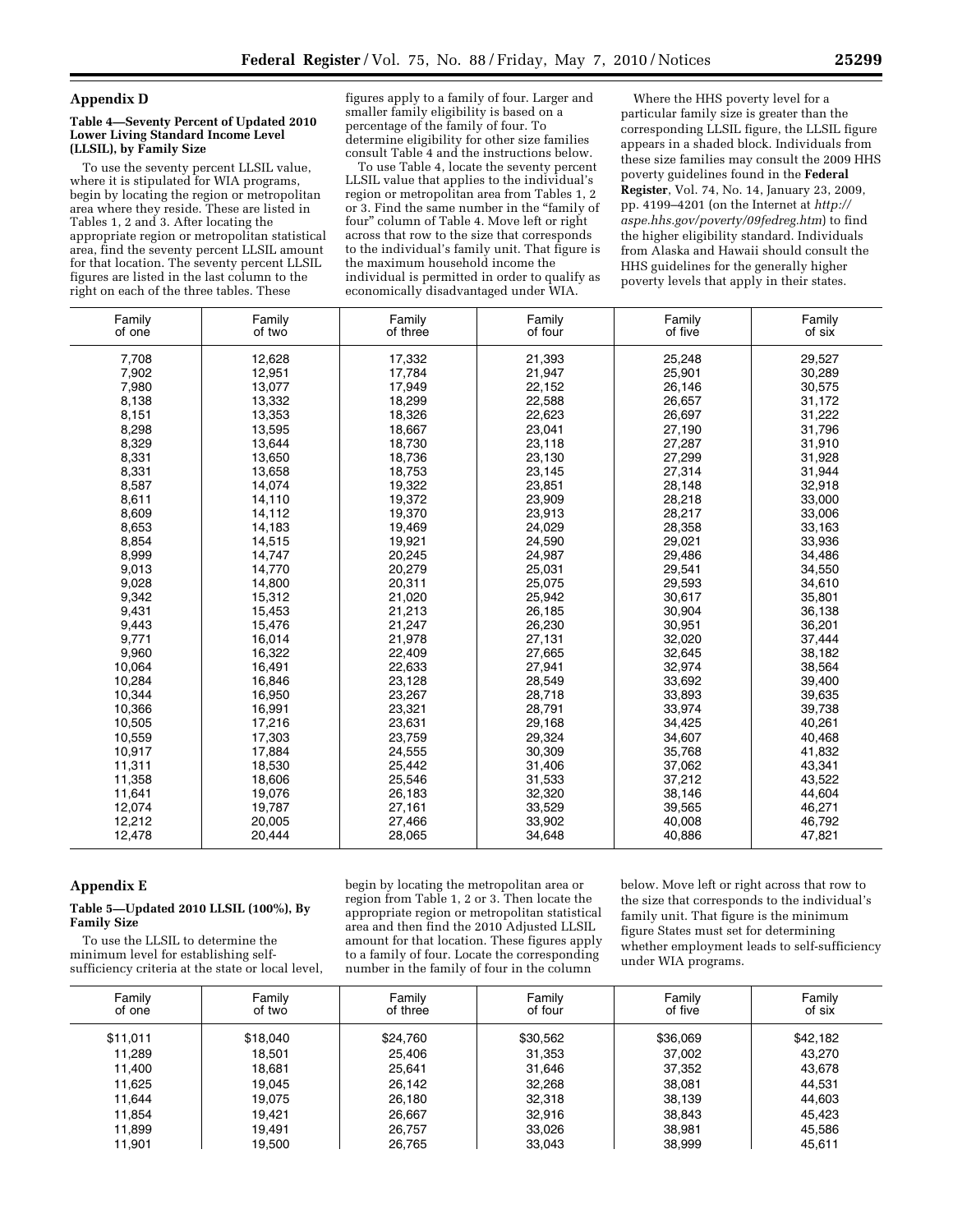## Appendix D

### Table 4—Seventy Percent of Updated 2010 Lower Living Standard Income Level (LLSIL), by Family Size

To use the seventy percent LLSIL value, where it is stipulated for WIA programs, begin by locating the region or metropolitan area where they reside. These are listed in Tables 1, 2 and 3. After locating the appropriate region or metropolitan statistical area, find the seventy percent LLSIL amount for that location. The seventy percent LLSIL figures are listed in the last column to the right on each of the three tables. These figures apply to a family of four. Larger and smaller family eligibility is based on a percentage of the family of four. To determine eligibility for other size families consult Table 4 and the instructions below.

To use Table 4, locate the seventy percent LLSIL value that applies to the individual's region or metropolitan area from Tables 1, 2 or 3. Find the same number in the "family of four" column of Table 4. Move left or right across that row to the size that corresponds to the individual's family unit. That figure is the maximum household income the individual is permitted in order to qualify as economically disadvantaged under WIA.

Where the HHS poverty level for a particular family size is greater than the corresponding LLSIL figure, the LLSIL figure appears in a shaded block. Individuals from these size families may consult the 2009 HHS poverty guidelines found in the **Federal Register**, Vol. 74, No. 14, January 23, 2009, pp. 4199–4201 (on the Internet at *http://aspe.hhs.gov/poverty/09fedreg.htm*) to find the higher eligibility standard. Individuals from Alaska and Hawaii should consult the HHS guidelines for the generally higher poverty levels that apply in their states.

| Family of one | Family of two | Family of three | Family of four | Family of five | Family of six |
|---|---|---|---|---|---|
| 7,708 | 12,628 | 17,332 | 21,393 | 25,248 | 29,527 |
| 7,902 | 12,951 | 17,784 | 21,947 | 25,901 | 30,289 |
| 7,980 | 13,077 | 17,949 | 22,152 | 26,146 | 30,575 |
| 8,138 | 13,332 | 18,299 | 22,588 | 26,657 | 31,172 |
| 8,151 | 13,353 | 18,326 | 22,623 | 26,697 | 31,222 |
| 8,298 | 13,595 | 18,667 | 23,041 | 27,190 | 31,796 |
| 8,329 | 13,644 | 18,730 | 23,118 | 27,287 | 31,910 |
| 8,331 | 13,650 | 18,736 | 23,130 | 27,299 | 31,928 |
| 8,331 | 13,658 | 18,753 | 23,145 | 27,314 | 31,944 |
| 8,587 | 14,074 | 19,322 | 23,851 | 28,148 | 32,918 |
| 8,611 | 14,110 | 19,372 | 23,909 | 28,218 | 33,000 |
| 8,609 | 14,112 | 19,370 | 23,913 | 28,217 | 33,006 |
| 8,653 | 14,183 | 19,469 | 24,029 | 28,358 | 33,163 |
| 8,854 | 14,515 | 19,921 | 24,590 | 29,021 | 33,936 |
| 8,999 | 14,747 | 20,245 | 24,987 | 29,486 | 34,486 |
| 9,013 | 14,770 | 20,279 | 25,031 | 29,541 | 34,550 |
| 9,028 | 14,800 | 20,311 | 25,075 | 29,593 | 34,610 |
| 9,342 | 15,312 | 21,020 | 25,942 | 30,617 | 35,801 |
| 9,431 | 15,453 | 21,213 | 26,185 | 30,904 | 36,138 |
| 9,443 | 15,476 | 21,247 | 26,230 | 30,951 | 36,201 |
| 9,771 | 16,014 | 21,978 | 27,131 | 32,020 | 37,444 |
| 9,960 | 16,322 | 22,409 | 27,665 | 32,645 | 38,182 |
| 10,064 | 16,491 | 22,633 | 27,941 | 32,974 | 38,564 |
| 10,284 | 16,846 | 23,128 | 28,549 | 33,692 | 39,400 |
| 10,344 | 16,950 | 23,267 | 28,718 | 33,893 | 39,635 |
| 10,366 | 16,991 | 23,321 | 28,791 | 33,974 | 39,738 |
| 10,505 | 17,216 | 23,631 | 29,168 | 34,425 | 40,261 |
| 10,559 | 17,303 | 23,759 | 29,324 | 34,607 | 40,468 |
| 10,917 | 17,884 | 24,555 | 30,309 | 35,768 | 41,832 |
| 11,311 | 18,530 | 25,442 | 31,406 | 37,062 | 43,341 |
| 11,358 | 18,606 | 25,546 | 31,533 | 37,212 | 43,522 |
| 11,641 | 19,076 | 26,183 | 32,320 | 38,146 | 44,604 |
| 12,074 | 19,787 | 27,161 | 33,529 | 39,565 | 46,271 |
| 12,212 | 20,005 | 27,466 | 33,902 | 40,008 | 46,792 |
| 12,478 | 20,444 | 28,065 | 34,648 | 40,886 | 47,821 |

## Appendix E

### Table 5—Updated 2010 LLSIL (100%), By Family Size

To use the LLSIL to determine the minimum level for establishing self-sufficiency criteria at the state or local level, begin by locating the metropolitan area or region from Table 1, 2 or 3. Then locate the appropriate region or metropolitan statistical area and then find the 2010 Adjusted LLSIL amount for that location. These figures apply to a family of four. Locate the corresponding number in the family of four in the column below. Move left or right across that row to the size that corresponds to the individual's family unit. That figure is the minimum figure States must set for determining whether employment leads to self-sufficiency under WIA programs.

| Family of one | Family of two | Family of three | Family of four | Family of five | Family of six |
|---|---|---|---|---|---|
| $11,011 | $18,040 | $24,760 | $30,562 | $36,069 | $42,182 |
| 11,289 | 18,501 | 25,406 | 31,353 | 37,002 | 43,270 |
| 11,400 | 18,681 | 25,641 | 31,646 | 37,352 | 43,678 |
| 11,625 | 19,045 | 26,142 | 32,268 | 38,081 | 44,531 |
| 11,644 | 19,075 | 26,180 | 32,318 | 38,139 | 44,603 |
| 11,854 | 19,421 | 26,667 | 32,916 | 38,843 | 45,423 |
| 11,899 | 19,491 | 26,757 | 33,026 | 38,981 | 45,586 |
| 11,901 | 19,500 | 26,765 | 33,043 | 38,999 | 45,611 |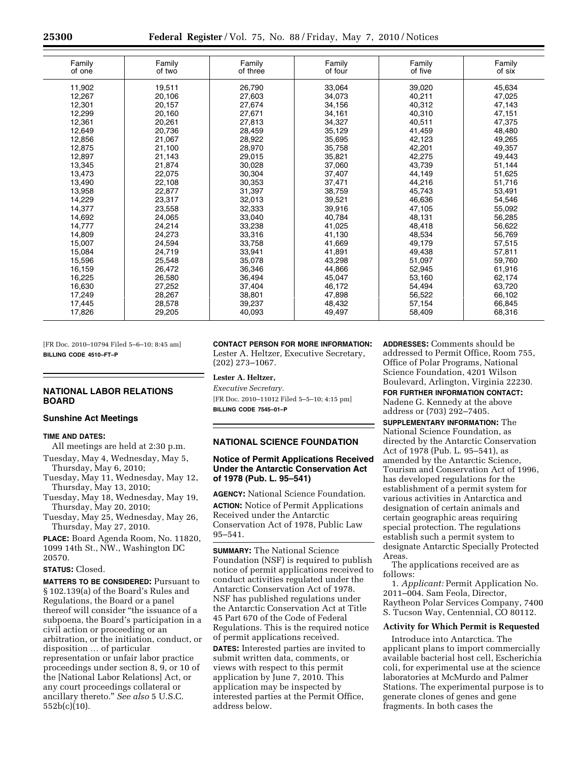| Family of one | Family of two | Family of three | Family of four | Family of five | Family of six |
|---|---|---|---|---|---|
| 11,902 | 19,511 | 26,790 | 33,064 | 39,020 | 45,634 |
| 12,267 | 20,106 | 27,603 | 34,073 | 40,211 | 47,025 |
| 12,301 | 20,157 | 27,674 | 34,156 | 40,312 | 47,143 |
| 12,299 | 20,160 | 27,671 | 34,161 | 40,310 | 47,151 |
| 12,361 | 20,261 | 27,813 | 34,327 | 40,511 | 47,375 |
| 12,649 | 20,736 | 28,459 | 35,129 | 41,459 | 48,480 |
| 12,856 | 21,067 | 28,922 | 35,695 | 42,123 | 49,265 |
| 12,875 | 21,100 | 28,970 | 35,758 | 42,201 | 49,357 |
| 12,897 | 21,143 | 29,015 | 35,821 | 42,275 | 49,443 |
| 13,345 | 21,874 | 30,028 | 37,060 | 43,739 | 51,144 |
| 13,473 | 22,075 | 30,304 | 37,407 | 44,149 | 51,625 |
| 13,490 | 22,108 | 30,353 | 37,471 | 44,216 | 51,716 |
| 13,958 | 22,877 | 31,397 | 38,759 | 45,743 | 53,491 |
| 14,229 | 23,317 | 32,013 | 39,521 | 46,636 | 54,546 |
| 14,377 | 23,558 | 32,333 | 39,916 | 47,105 | 55,092 |
| 14,692 | 24,065 | 33,040 | 40,784 | 48,131 | 56,285 |
| 14,777 | 24,214 | 33,238 | 41,025 | 48,418 | 56,622 |
| 14,809 | 24,273 | 33,316 | 41,130 | 48,534 | 56,769 |
| 15,007 | 24,594 | 33,758 | 41,669 | 49,179 | 57,515 |
| 15,084 | 24,719 | 33,941 | 41,891 | 49,438 | 57,811 |
| 15,596 | 25,548 | 35,078 | 43,298 | 51,097 | 59,760 |
| 16,159 | 26,472 | 36,346 | 44,866 | 52,945 | 61,916 |
| 16,225 | 26,580 | 36,494 | 45,047 | 53,160 | 62,174 |
| 16,630 | 27,252 | 37,404 | 46,172 | 54,494 | 63,720 |
| 17,249 | 28,267 | 38,801 | 47,898 | 56,522 | 66,102 |
| 17,445 | 28,578 | 39,237 | 48,432 | 57,154 | 66,845 |
| 17,826 | 29,205 | 40,093 | 49,497 | 58,409 | 68,316 |

[FR Doc. 2010–10794 Filed 5–6–10; 8:45 am]

**BILLING CODE 4510–FT–P**

## NATIONAL LABOR RELATIONS BOARD

### Sunshine Act Meetings

**TIME AND DATES:**

All meetings are held at 2:30 p.m.

Tuesday, May 4, Wednesday, May 5, Thursday, May 6, 2010;

Tuesday, May 11, Wednesday, May 12, Thursday, May 13, 2010;

Tuesday, May 18, Wednesday, May 19, Thursday, May 20, 2010;

Tuesday, May 25, Wednesday, May 26, Thursday, May 27, 2010.

**PLACE:** Board Agenda Room, No. 11820, 1099 14th St., NW., Washington DC 20570.

**STATUS:** Closed.

**MATTERS TO BE CONSIDERED:** Pursuant to § 102.139(a) of the Board's Rules and Regulations, the Board or a panel thereof will consider "the issuance of a subpoena, the Board's participation in a civil action or proceeding or an arbitration, or the initiation, conduct, or disposition … of particular representation or unfair labor practice proceedings under section 8, 9, or 10 of the [National Labor Relations] Act, or any court proceedings collateral or ancillary thereto." *See also* 5 U.S.C. 552b(c)(10).

**CONTACT PERSON FOR MORE INFORMATION:** Lester A. Heltzer, Executive Secretary, (202) 273–1067.

**Lester A. Heltzer,**

*Executive Secretary.*

[FR Doc. 2010–11012 Filed 5–5–10; 4:15 pm]

**BILLING CODE 7545–01–P**

## NATIONAL SCIENCE FOUNDATION

### Notice of Permit Applications Received Under the Antarctic Conservation Act of 1978 (Pub. L. 95–541)

**AGENCY:** National Science Foundation.

**ACTION:** Notice of Permit Applications Received under the Antarctic Conservation Act of 1978, Public Law 95–541.

**SUMMARY:** The National Science Foundation (NSF) is required to publish notice of permit applications received to conduct activities regulated under the Antarctic Conservation Act of 1978. NSF has published regulations under the Antarctic Conservation Act at Title 45 Part 670 of the Code of Federal Regulations. This is the required notice of permit applications received.

**DATES:** Interested parties are invited to submit written data, comments, or views with respect to this permit application by June 7, 2010. This application may be inspected by interested parties at the Permit Office, address below.

**ADDRESSES:** Comments should be addressed to Permit Office, Room 755, Office of Polar Programs, National Science Foundation, 4201 Wilson Boulevard, Arlington, Virginia 22230.

**FOR FURTHER INFORMATION CONTACT:** Nadene G. Kennedy at the above address or (703) 292–7405.

**SUPPLEMENTARY INFORMATION:** The National Science Foundation, as directed by the Antarctic Conservation Act of 1978 (Pub. L. 95–541), as amended by the Antarctic Science, Tourism and Conservation Act of 1996, has developed regulations for the establishment of a permit system for various activities in Antarctica and designation of certain animals and certain geographic areas requiring special protection. The regulations establish such a permit system to designate Antarctic Specially Protected Areas.

The applications received are as follows:

1. *Applicant:* Permit Application No. 2011–004. Sam Feola, Director, Raytheon Polar Services Company, 7400 S. Tucson Way, Centennial, CO 80112.

#### Activity for Which Permit is Requested

Introduce into Antarctica. The applicant plans to import commercially available bacterial host cell, Escherichia coli, for experimental use at the science laboratories at McMurdo and Palmer Stations. The experimental purpose is to generate clones of genes and gene fragments. In both cases the